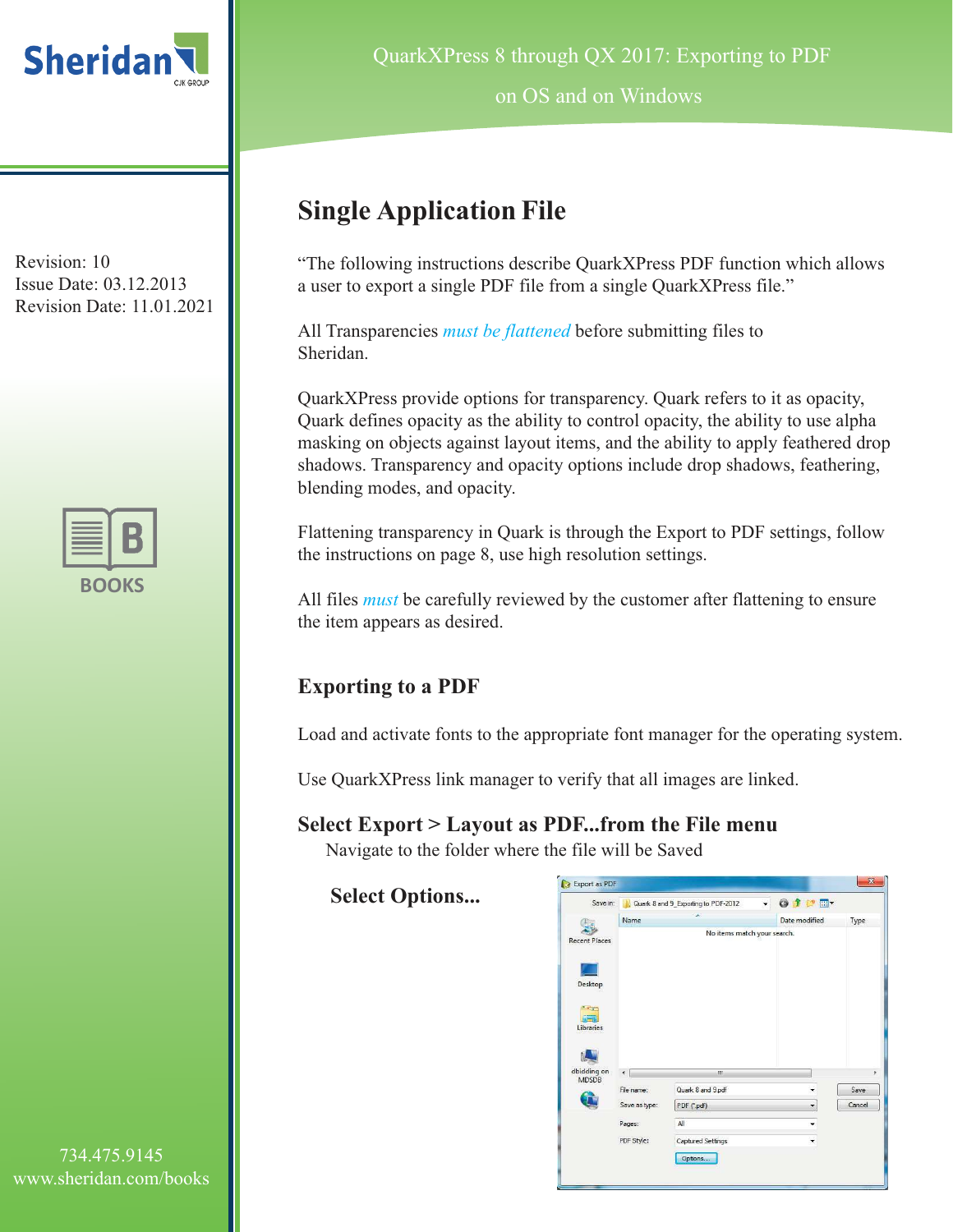QuarkXPress 8 through QX 2017: Exporting to PDF on OS and on Windows

Revision: 10
Issue Date: 03.12.2013
Revision Date: 11.01.2021

# Single Application File

"The following instructions describe QuarkXPress PDF function which allows a user to export a single PDF file from a single QuarkXPress file."

All Transparencies *must be flattened* before submitting files to Sheridan.

QuarkXPress provide options for transparency. Quark refers to it as opacity, Quark defines opacity as the ability to control opacity, the ability to use alpha masking on objects against layout items, and the ability to apply feathered drop shadows. Transparency and opacity options include drop shadows, feathering, blending modes, and opacity.

Flattening transparency in Quark is through the Export to PDF settings, follow the instructions on page 8, use high resolution settings.

All files *must* be carefully reviewed by the customer after flattening to ensure the item appears as desired.

## Exporting to a PDF

Load and activate fonts to the appropriate font manager for the operating system.

Use QuarkXPress link manager to verify that all images are linked.

### Select Export > Layout as PDF...from the File menu

Navigate to the folder where the file will be Saved

**Select Options...**

734.475.9145
www.sheridan.com/books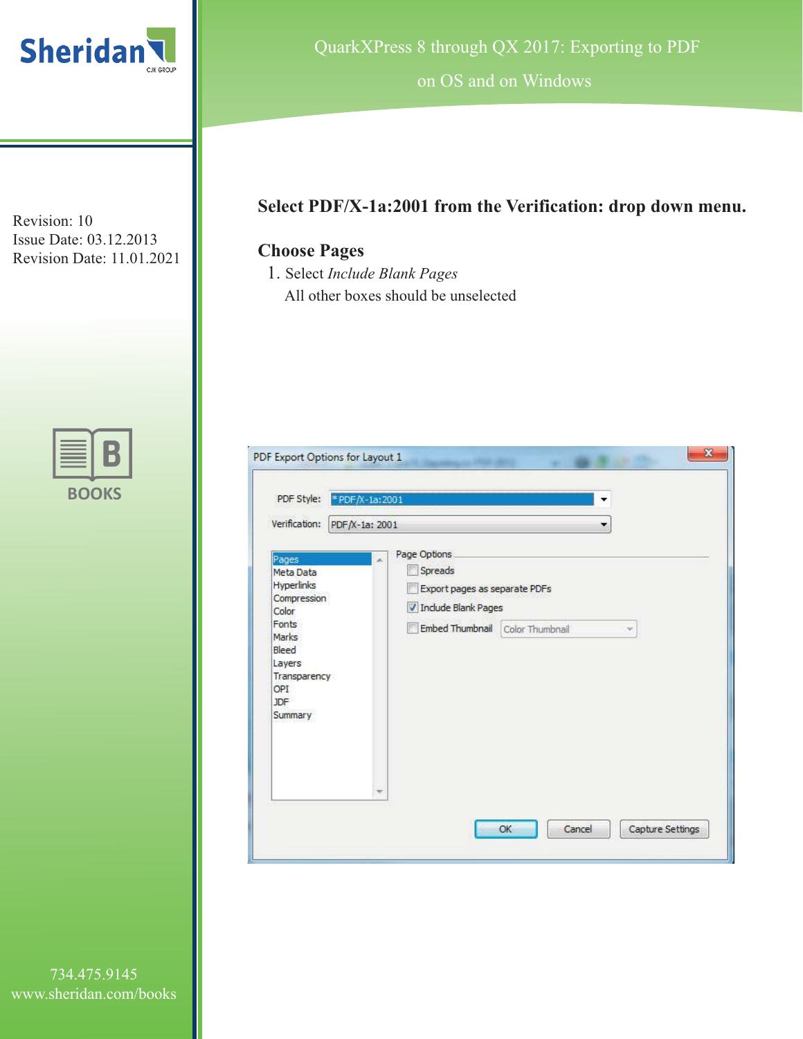**Select PDF/X-1a:2001 from the Verification: drop down menu.**

## Choose Pages

1. Select *Include Blank Pages*

   All other boxes should be unselected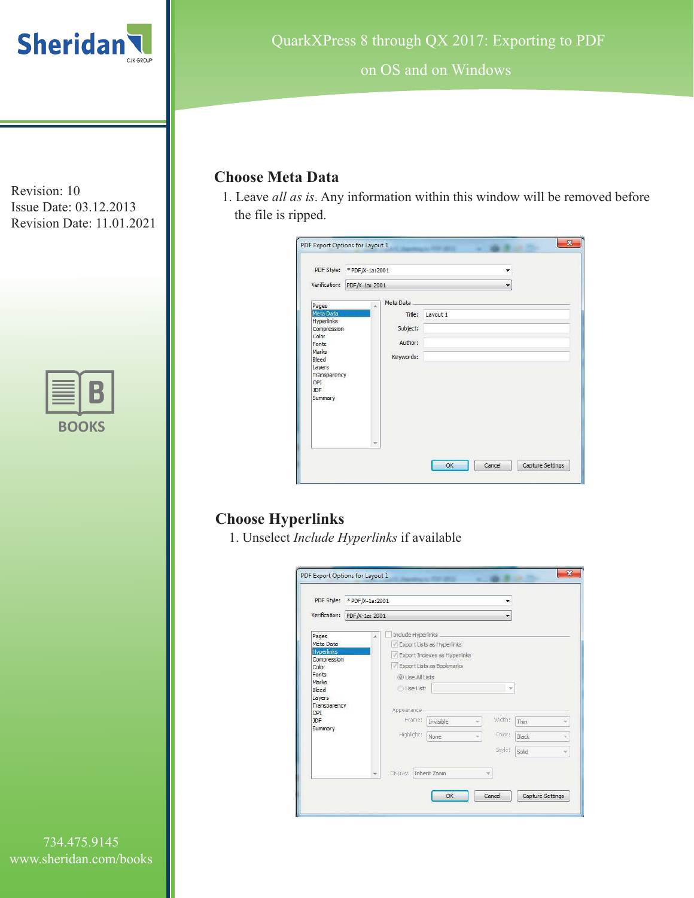## Choose Meta Data

1. Leave *all as is*. Any information within this window will be removed before the file is ripped.

## Choose Hyperlinks

1. Unselect *Include Hyperlinks* if available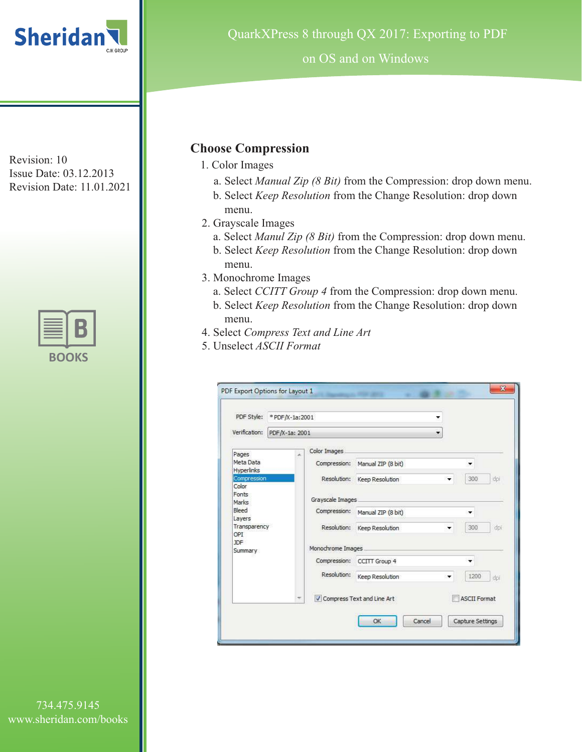## Choose Compression

1. Color Images
   a. Select *Manual Zip (8 Bit)* from the Compression: drop down menu.
   b. Select *Keep Resolution* from the Change Resolution: drop down menu.
2. Grayscale Images
   a. Select *Manul Zip (8 Bit)* from the Compression: drop down menu.
   b. Select *Keep Resolution* from the Change Resolution: drop down menu.
3. Monochrome Images
   a. Select *CCITT Group 4* from the Compression: drop down menu.
   b. Select *Keep Resolution* from the Change Resolution: drop down menu.
4. Select *Compress Text and Line Art*
5. Unselect *ASCII Format*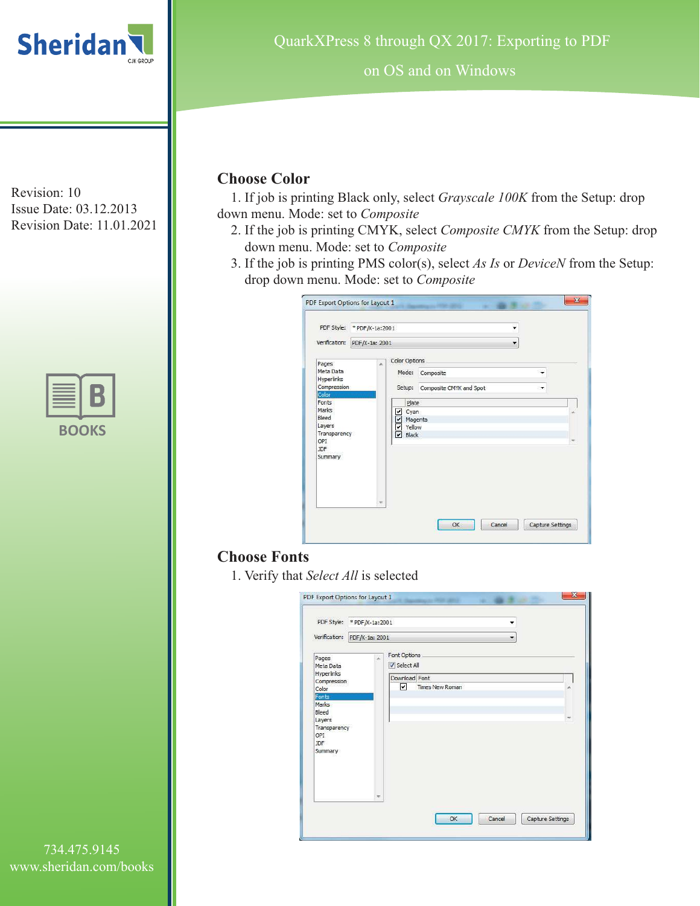## Choose Color

1. If job is printing Black only, select *Grayscale 100K* from the Setup: drop down menu. Mode: set to *Composite*
2. If the job is printing CMYK, select *Composite CMYK* from the Setup: drop down menu. Mode: set to *Composite*
3. If the job is printing PMS color(s), select *As Is* or *DeviceN* from the Setup: drop down menu. Mode: set to *Composite*

## Choose Fonts

1. Verify that *Select All* is selected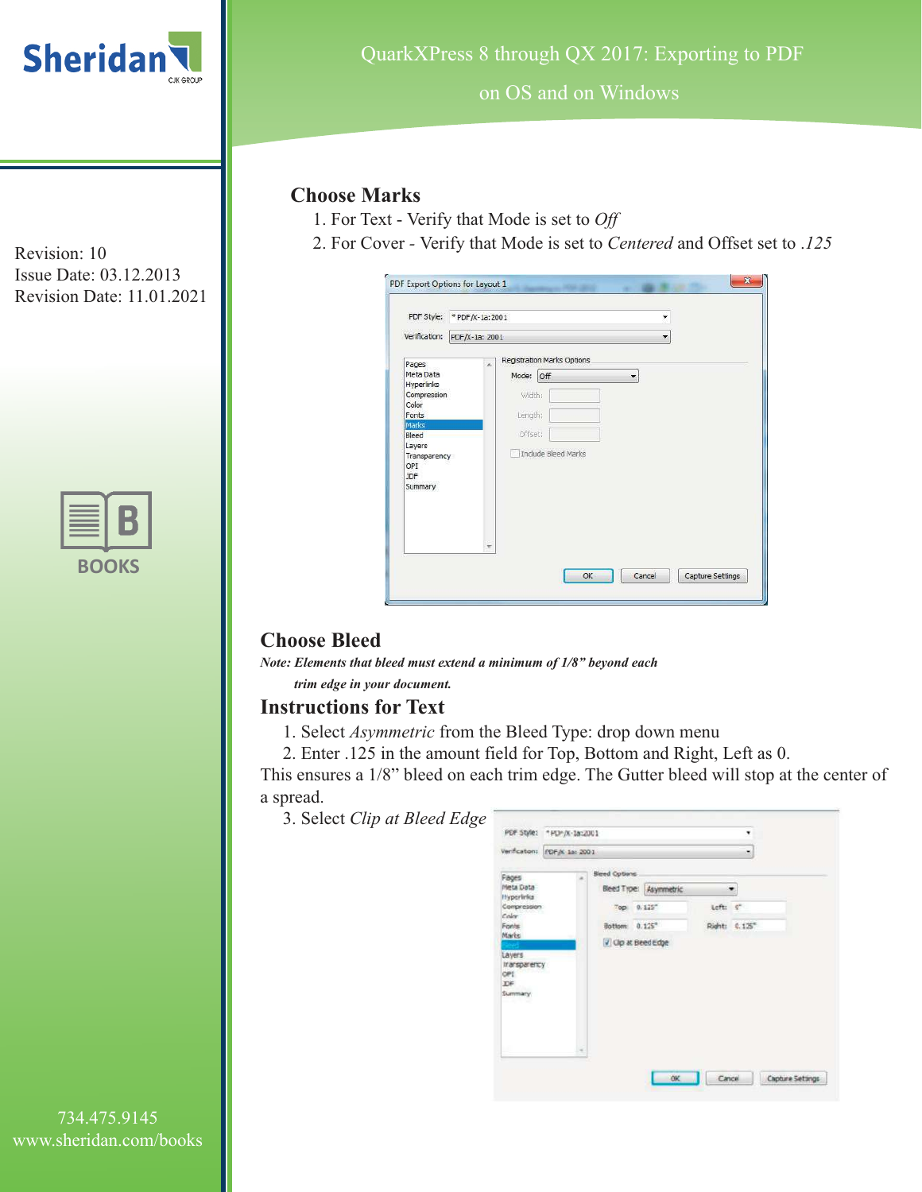## Choose Marks

1. For Text - Verify that Mode is set to *Off*
2. For Cover - Verify that Mode is set to *Centered* and Offset set to *.125*

## Choose Bleed

***Note: Elements that bleed must extend a minimum of 1/8" beyond each trim edge in your document.***

## Instructions for Text

1. Select *Asymmetric* from the Bleed Type: drop down menu
2. Enter .125 in the amount field for Top, Bottom and Right, Left as 0.

This ensures a 1/8" bleed on each trim edge. The Gutter bleed will stop at the center of a spread.

3. Select *Clip at Bleed Edge*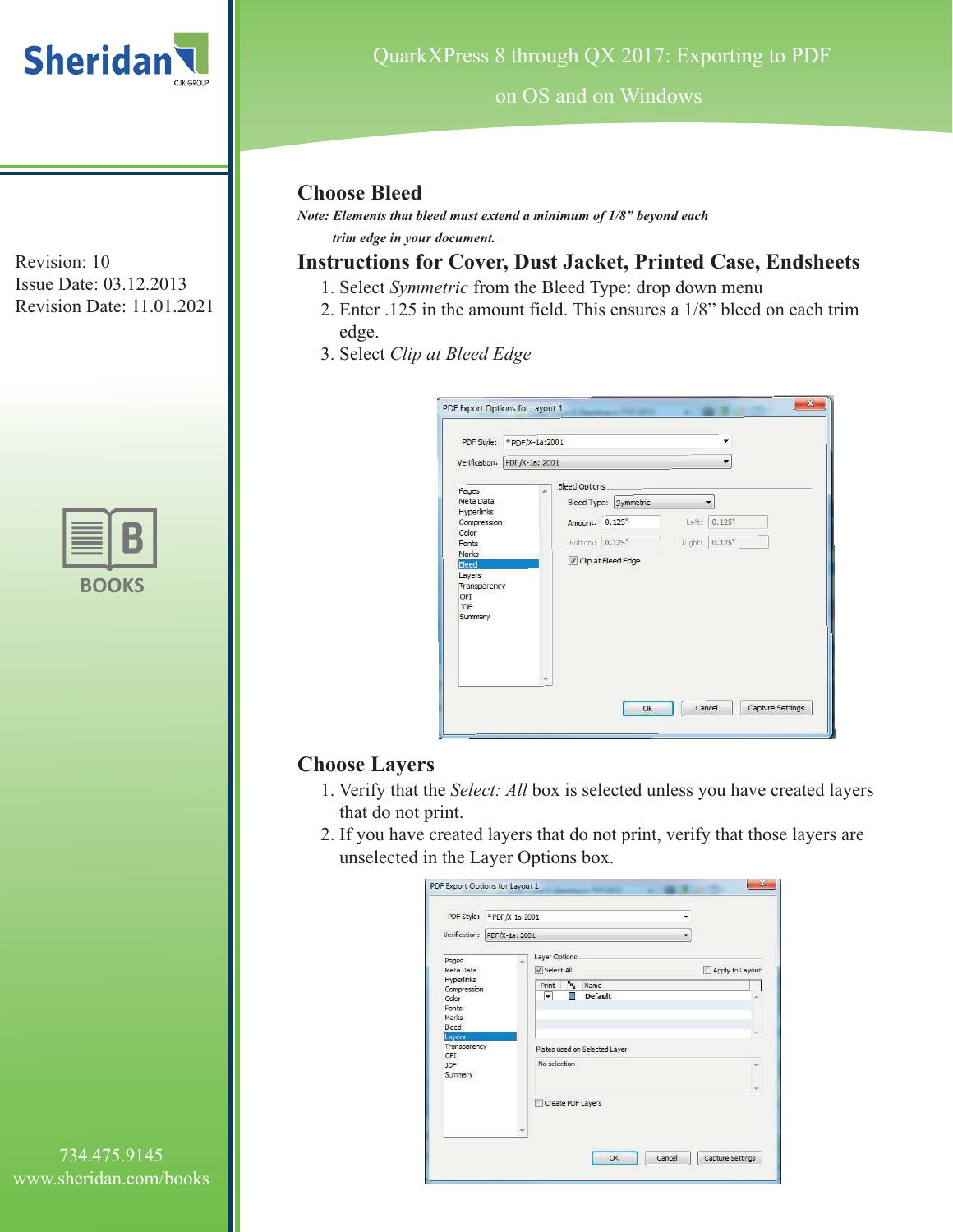## Choose Bleed

***Note: Elements that bleed must extend a minimum of 1/8" beyond each trim edge in your document.***

## Instructions for Cover, Dust Jacket, Printed Case, Endsheets

1. Select *Symmetric* from the Bleed Type: drop down menu
2. Enter .125 in the amount field. This ensures a 1/8" bleed on each trim edge.
3. Select *Clip at Bleed Edge*

## Choose Layers

1. Verify that the *Select: All* box is selected unless you have created layers that do not print.
2. If you have created layers that do not print, verify that those layers are unselected in the Layer Options box.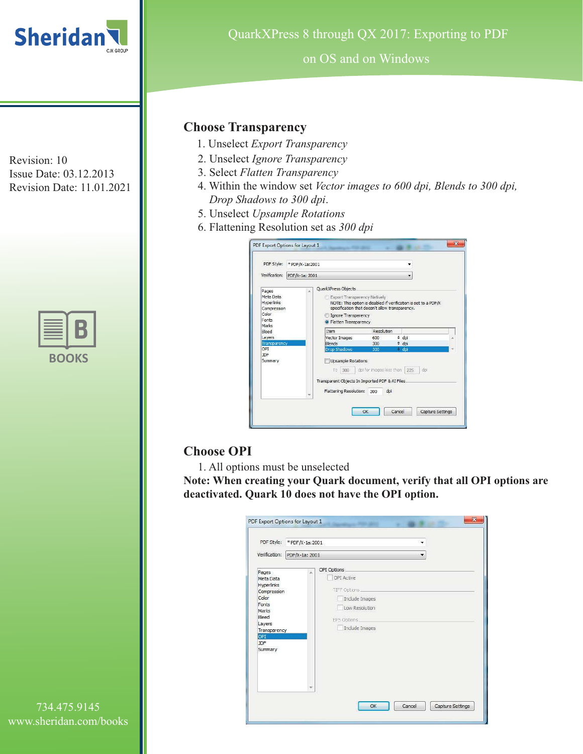## Choose Transparency

1. Unselect *Export Transparency*
2. Unselect *Ignore Transparency*
3. Select *Flatten Transparency*
4. Within the window set *Vector images to 600 dpi, Blends to 300 dpi, Drop Shadows to 300 dpi*.
5. Unselect *Upsample Rotations*
6. Flattening Resolution set as *300 dpi*

## Choose OPI

1. All options must be unselected

**Note: When creating your Quark document, verify that all OPI options are deactivated. Quark 10 does not have the OPI option.**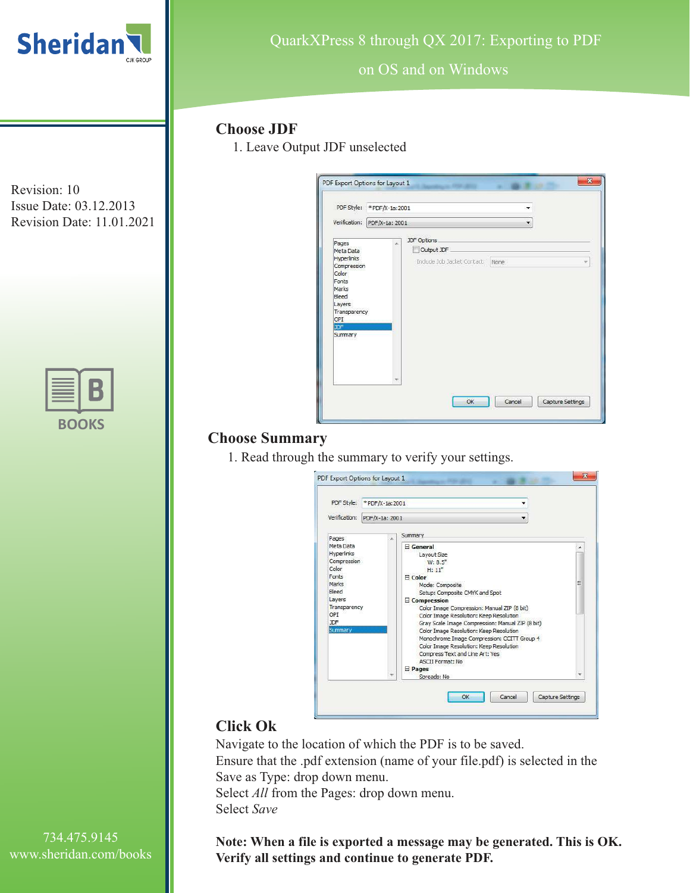Revision: 10
Issue Date: 03.12.2013
Revision Date: 11.01.2021

## Choose JDF

1. Leave Output JDF unselected

## Choose Summary

1. Read through the summary to verify your settings.

## Click Ok

Navigate to the location of which the PDF is to be saved.
Ensure that the .pdf extension (name of your file.pdf) is selected in the Save as Type: drop down menu.
Select *All* from the Pages: drop down menu.
Select *Save*

**Note: When a file is exported a message may be generated. This is OK. Verify all settings and continue to generate PDF.**

734.475.9145
www.sheridan.com/books